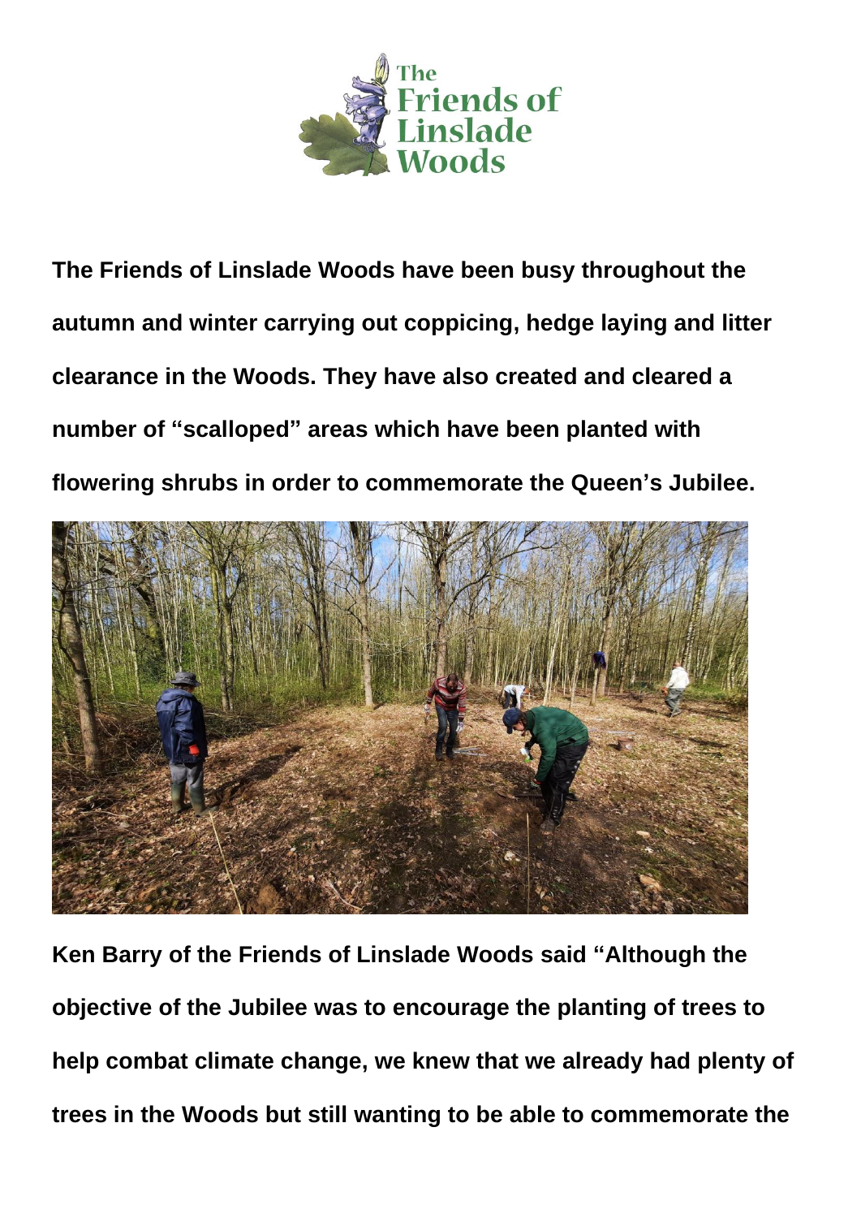**The Friends of Linslade Woods have been busy throughout the autumn and winter carrying out coppicing, hedge laying and litter clearance in the Woods. They have also created and cleared a number of "scalloped" areas which have been planted with flowering shrubs in order to commemorate the Queen's Jubilee.**

**Ken Barry of the Friends of Linslade Woods said "Although the objective of the Jubilee was to encourage the planting of trees to help combat climate change, we knew that we already had plenty of trees in the Woods but still wanting to be able to commemorate the**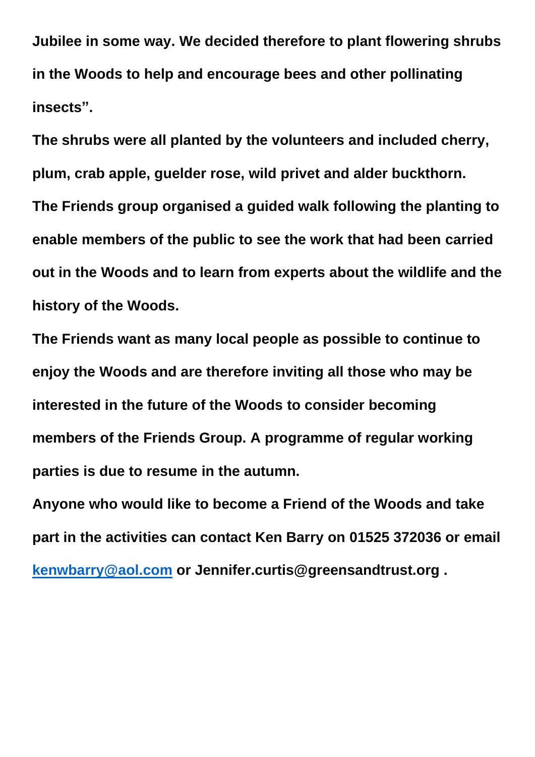**Jubilee in some way. We decided therefore to plant flowering shrubs in the Woods to help and encourage bees and other pollinating insects".**

**The shrubs were all planted by the volunteers and included cherry, plum, crab apple, guelder rose, wild privet and alder buckthorn.**

**The Friends group organised a guided walk following the planting to enable members of the public to see the work that had been carried out in the Woods and to learn from experts about the wildlife and the history of the Woods.**

**The Friends want as many local people as possible to continue to enjoy the Woods and are therefore inviting all those who may be interested in the future of the Woods to consider becoming members of the Friends Group. A programme of regular working parties is due to resume in the autumn.**

**Anyone who would like to become a Friend of the Woods and take part in the activities can contact Ken Barry on 01525 372036 or email [kenwbarry@aol.com](mailto:kenwbarry@aol.com) or Jennifer.curtis@greensandtrust.org .**